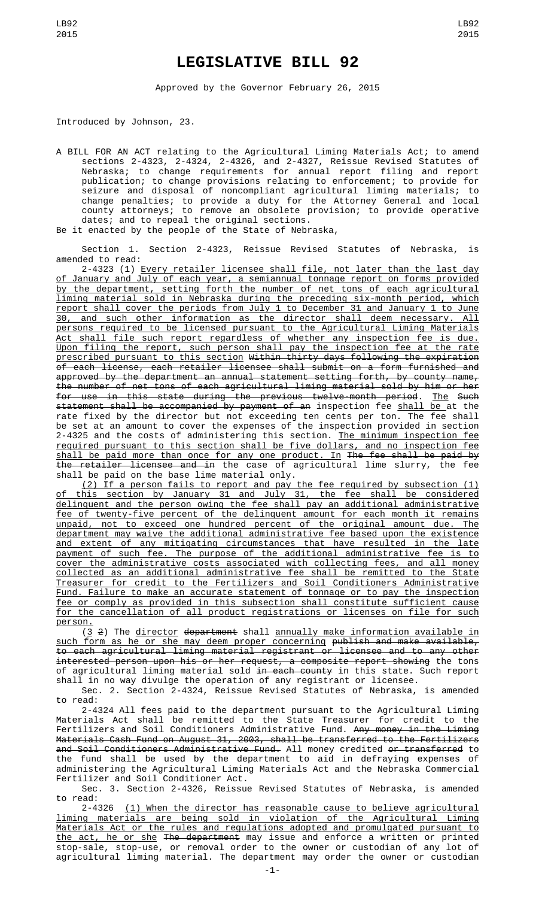# LEGISLATIVE BILL 92

Approved by the Governor February 26, 2015

Introduced by Johnson, 23.

A BILL FOR AN ACT relating to the Agricultural Liming Materials Act; to amend sections 2-4323, 2-4324, 2-4326, and 2-4327, Reissue Revised Statutes of Nebraska; to change requirements for annual report filing and report publication; to change provisions relating to enforcement; to provide for seizure and disposal of noncompliant agricultural liming materials; to change penalties; to provide a duty for the Attorney General and local county attorneys; to remove an obsolete provision; to provide operative dates; and to repeal the original sections.

Be it enacted by the people of the State of Nebraska,

Section 1. Section 2-4323, Reissue Revised Statutes of Nebraska, is amended to read:

2-4323 (1) Every retailer licensee shall file, not later than the last day of January and July of each year, a semiannual tonnage report on forms provided by the department, setting forth the number of net tons of each agricultural liming material sold in Nebraska during the preceding six-month period, which report shall cover the periods from July 1 to December 31 and January 1 to June 30, and such other information as the director shall deem necessary. All persons required to be licensed pursuant to the Agricultural Liming Materials Act shall file such report regardless of whether any inspection fee is due. Upon filing the report, such person shall pay the inspection fee at the rate prescribed pursuant to this section Within thirty days following the expiration of each license, each retailer licensee shall submit on a form furnished and approved by the department an annual statement setting forth, by county name, the number of net tons of each agricultural liming material sold by him or her for use in this state during the previous twelve-month period. The Such statement shall be accompanied by payment of an inspection fee shall be at the rate fixed by the director but not exceeding ten cents per ton. The fee shall be set at an amount to cover the expenses of the inspection provided in section 2-4325 and the costs of administering this section. The minimum inspection fee required pursuant to this section shall be five dollars, and no inspection fee shall be paid more than once for any one product. In The fee shall be paid by the retailer licensee and in the case of agricultural lime slurry, the fee shall be paid on the base lime material only.

(2) If a person fails to report and pay the fee required by subsection (1) of this section by January 31 and July 31, the fee shall be considered delinquent and the person owing the fee shall pay an additional administrative fee of twenty-five percent of the delinquent amount for each month it remains unpaid, not to exceed one hundred percent of the original amount due. The department may waive the additional administrative fee based upon the existence and extent of any mitigating circumstances that have resulted in the late payment of such fee. The purpose of the additional administrative fee is to cover the administrative costs associated with collecting fees, and all money collected as an additional administrative fee shall be remitted to the State Treasurer for credit to the Fertilizers and Soil Conditioners Administrative Fund. Failure to make an accurate statement of tonnage or to pay the inspection fee or comply as provided in this subsection shall constitute sufficient cause for the cancellation of all product registrations or licenses on file for such person.

(3 2) The director department shall annually make information available in such form as he or she may deem proper concerning publish and make available, to each agricultural liming material registrant or licensee and to any other interested person upon his or her request, a composite report showing the tons of agricultural liming material sold in each county in this state. Such report shall in no way divulge the operation of any registrant or licensee.

Sec. 2. Section 2-4324, Reissue Revised Statutes of Nebraska, is amended to read:

2-4324 All fees paid to the department pursuant to the Agricultural Liming Materials Act shall be remitted to the State Treasurer for credit to the Fertilizers and Soil Conditioners Administrative Fund. Any money in the Liming Materials Cash Fund on August 31, 2003, shall be transferred to the Fertilizers and Soil Conditioners Administrative Fund. All money credited or transferred to the fund shall be used by the department to aid in defraying expenses of administering the Agricultural Liming Materials Act and the Nebraska Commercial Fertilizer and Soil Conditioner Act.

Sec. 3. Section 2-4326, Reissue Revised Statutes of Nebraska, is amended to read:

2-4326 (1) When the director has reasonable cause to believe agricultural liming materials are being sold in violation of the Agricultural Liming Materials Act or the rules and regulations adopted and promulgated pursuant to the act, he or she The department may issue and enforce a written or printed stop-sale, stop-use, or removal order to the owner or custodian of any lot of agricultural liming material. The department may order the owner or custodian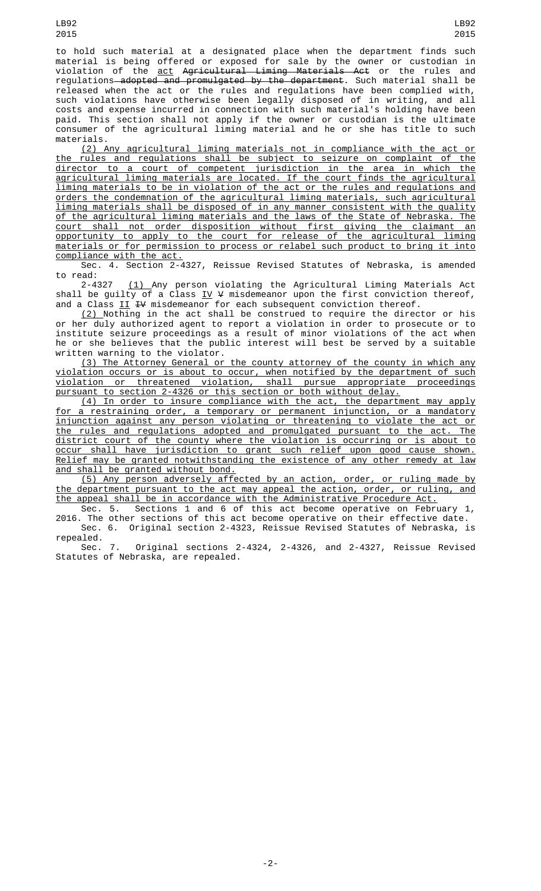to hold such material at a designated place when the department finds such material is being offered or exposed for sale by the owner or custodian in violation of the act ~~Agricultural Liming Materials Act~~ or the rules and regulations ~~adopted and promulgated by the department~~. Such material shall be released when the act or the rules and regulations have been complied with, such violations have otherwise been legally disposed of in writing, and all costs and expense incurred in connection with such material's holding have been paid. This section shall not apply if the owner or custodian is the ultimate consumer of the agricultural liming material and he or she has title to such materials.

(2) Any agricultural liming materials not in compliance with the act or the rules and regulations shall be subject to seizure on complaint of the director to a court of competent jurisdiction in the area in which the agricultural liming materials are located. If the court finds the agricultural liming materials to be in violation of the act or the rules and regulations and orders the condemnation of the agricultural liming materials, such agricultural liming materials shall be disposed of in any manner consistent with the quality of the agricultural liming materials and the laws of the State of Nebraska. The court shall not order disposition without first giving the claimant an opportunity to apply to the court for release of the agricultural liming materials or for permission to process or relabel such product to bring it into compliance with the act.

Sec. 4. Section 2-4327, Reissue Revised Statutes of Nebraska, is amended to read:

2-4327 (1) Any person violating the Agricultural Liming Materials Act shall be guilty of a Class IV ~~V~~ misdemeanor upon the first conviction thereof, and a Class II ~~IV~~ misdemeanor for each subsequent conviction thereof.

(2) Nothing in the act shall be construed to require the director or his or her duly authorized agent to report a violation in order to prosecute or to institute seizure proceedings as a result of minor violations of the act when he or she believes that the public interest will best be served by a suitable written warning to the violator.

(3) The Attorney General or the county attorney of the county in which any violation occurs or is about to occur, when notified by the department of such violation or threatened violation, shall pursue appropriate proceedings pursuant to section 2-4326 or this section or both without delay.

(4) In order to insure compliance with the act, the department may apply for a restraining order, a temporary or permanent injunction, or a mandatory injunction against any person violating or threatening to violate the act or the rules and regulations adopted and promulgated pursuant to the act. The district court of the county where the violation is occurring or is about to occur shall have jurisdiction to grant such relief upon good cause shown. Relief may be granted notwithstanding the existence of any other remedy at law and shall be granted without bond.

(5) Any person adversely affected by an action, order, or ruling made by the department pursuant to the act may appeal the action, order, or ruling, and the appeal shall be in accordance with the Administrative Procedure Act.

Sec. 5. Sections 1 and 6 of this act become operative on February 1, 2016. The other sections of this act become operative on their effective date.

Sec. 6. Original section 2-4323, Reissue Revised Statutes of Nebraska, is repealed.

Sec. 7. Original sections 2-4324, 2-4326, and 2-4327, Reissue Revised Statutes of Nebraska, are repealed.